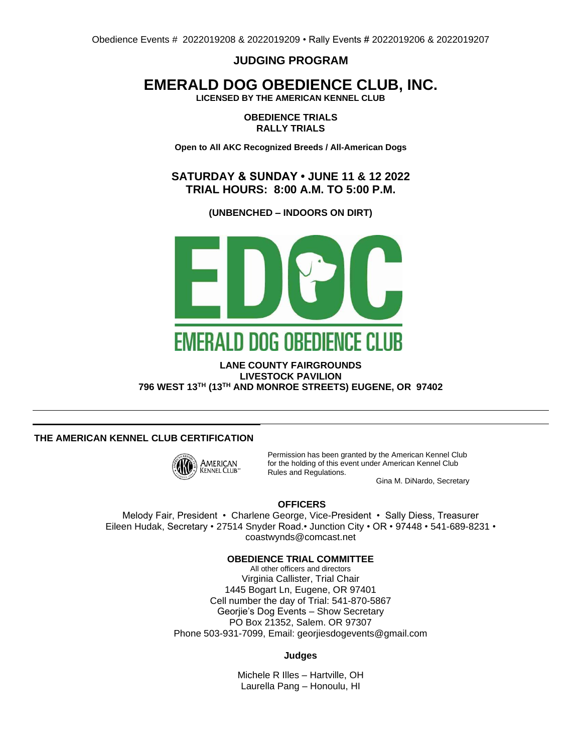Obedience Events # 2022019208 & 2022019209 • Rally Events # 2022019206 & 2022019207

## JUDGING PROGRAM

# EMERALD DOG OBEDIENCE CLUB, INC.

**LICENSED BY THE AMERICAN KENNEL CLUB**

**OBEDIENCE TRIALS**
**RALLY TRIALS**

**Open to All AKC Recognized Breeds / All-American Dogs**

## SATURDAY & SUNDAY • JUNE 11 & 12 2022
## TRIAL HOURS: 8:00 A.M. TO 5:00 P.M.

**(UNBENCHED – INDOORS ON DIRT)**

EDOC
EMERALD DOG OBEDIENCE CLUB

**LANE COUNTY FAIRGROUNDS**
**LIVESTOCK PAVILION**
**796 WEST 13TH (13TH AND MONROE STREETS) EUGENE, OR 97402**

---

### THE AMERICAN KENNEL CLUB CERTIFICATION

AMERICAN KENNEL CLUB

Permission has been granted by the American Kennel Club for the holding of this event under American Kennel Club Rules and Regulations.

Gina M. DiNardo, Secretary

### OFFICERS

Melody Fair, President • Charlene George, Vice-President • Sally Diess, Treasurer
Eileen Hudak, Secretary • 27514 Snyder Road.• Junction City • OR • 97448 • 541-689-8231 • coastwynds@comcast.net

### OBEDIENCE TRIAL COMMITTEE

All other officers and directors
Virginia Callister, Trial Chair
1445 Bogart Ln, Eugene, OR 97401
Cell number the day of Trial: 541-870-5867
Georjie's Dog Events – Show Secretary
PO Box 21352, Salem. OR 97307
Phone 503-931-7099, Email: georjiesdogevents@gmail.com

### Judges

Michele R Illes – Hartville, OH
Laurella Pang – Honoulu, HI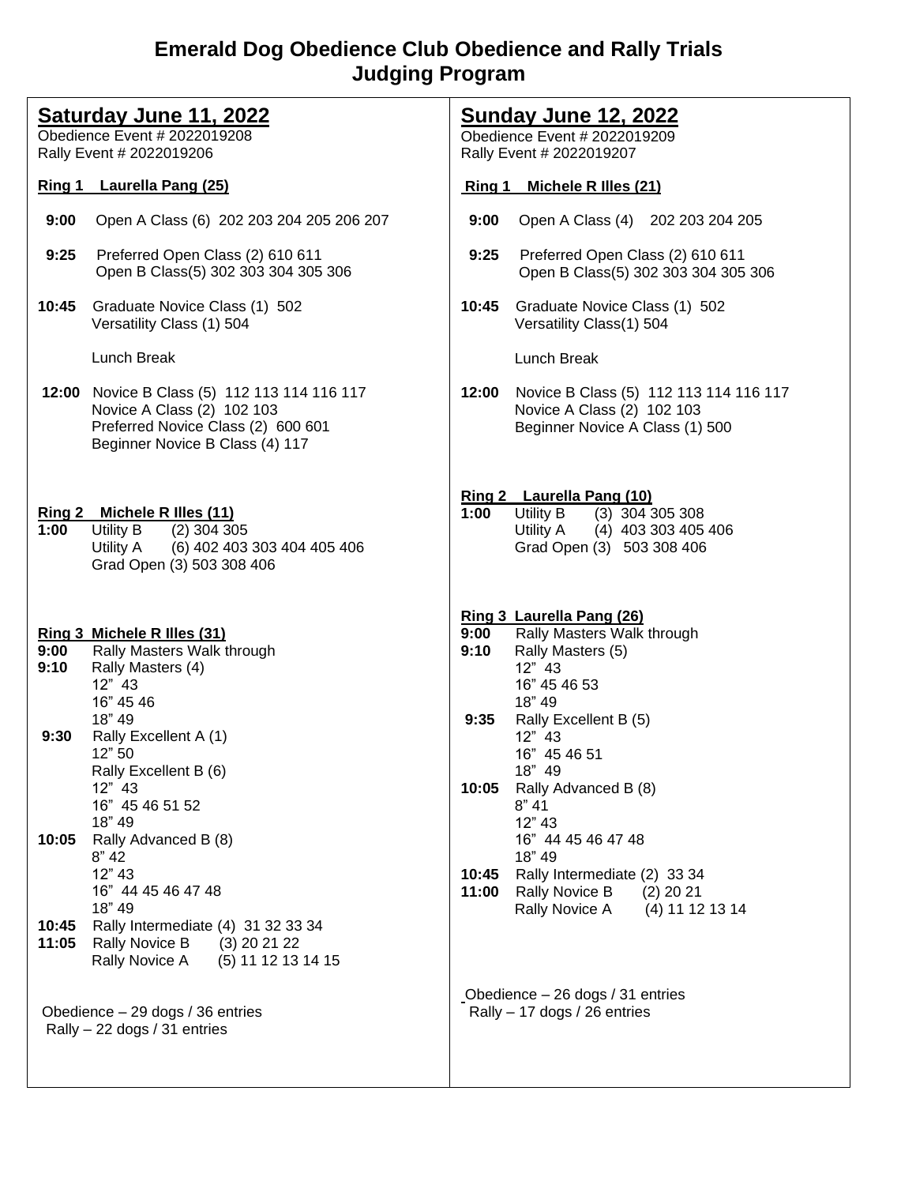# Emerald Dog Obedience Club Obedience and Rally Trials
# Judging Program

## Saturday June 11, 2022

Obedience Event # 2022019208
Rally Event # 2022019206

**Ring 1 Laurella Pang (25)**

**9:00** Open A Class (6) 202 203 204 205 206 207

**9:25** Preferred Open Class (2) 610 611
Open B Class(5) 302 303 304 305 306

**10:45** Graduate Novice Class (1) 502
Versatility Class (1) 504

Lunch Break

**12:00** Novice B Class (5) 112 113 114 116 117
Novice A Class (2) 102 103
Preferred Novice Class (2) 600 601
Beginner Novice B Class (4) 117

**Ring 2 Michele R Illes (11)**

**1:00** Utility B (2) 304 305
Utility A (6) 402 403 303 404 405 406
Grad Open (3) 503 308 406

**Ring 3 Michele R Illes (31)**

**9:00** Rally Masters Walk through
**9:10** Rally Masters (4)
12" 43
16" 45 46
18" 49
**9:30** Rally Excellent A (1)
12" 50
Rally Excellent B (6)
12" 43
16" 45 46 51 52
18" 49
**10:05** Rally Advanced B (8)
8" 42
12" 43
16" 44 45 46 47 48
18" 49
**10:45** Rally Intermediate (4) 31 32 33 34
**11:05** Rally Novice B (3) 20 21 22
Rally Novice A (5) 11 12 13 14 15

Obedience – 29 dogs / 36 entries
Rally – 22 dogs / 31 entries

## Sunday June 12, 2022

Obedience Event # 2022019209
Rally Event # 2022019207

**Ring 1 Michele R Illes (21)**

**9:00** Open A Class (4) 202 203 204 205

**9:25** Preferred Open Class (2) 610 611
Open B Class(5) 302 303 304 305 306

**10:45** Graduate Novice Class (1) 502
Versatility Class(1) 504

Lunch Break

**12:00** Novice B Class (5) 112 113 114 116 117
Novice A Class (2) 102 103
Beginner Novice A Class (1) 500

**Ring 2 Laurella Pang (10)**

**1:00** Utility B (3) 304 305 308
Utility A (4) 403 303 405 406
Grad Open (3) 503 308 406

**Ring 3 Laurella Pang (26)**

**9:00** Rally Masters Walk through
**9:10** Rally Masters (5)
12" 43
16" 45 46 53
18" 49
**9:35** Rally Excellent B (5)
12" 43
16" 45 46 51
18" 49
**10:05** Rally Advanced B (8)
8" 41
12" 43
16" 44 45 46 47 48
18" 49
**10:45** Rally Intermediate (2) 33 34
**11:00** Rally Novice B (2) 20 21
Rally Novice A (4) 11 12 13 14

Obedience – 26 dogs / 31 entries
Rally – 17 dogs / 26 entries